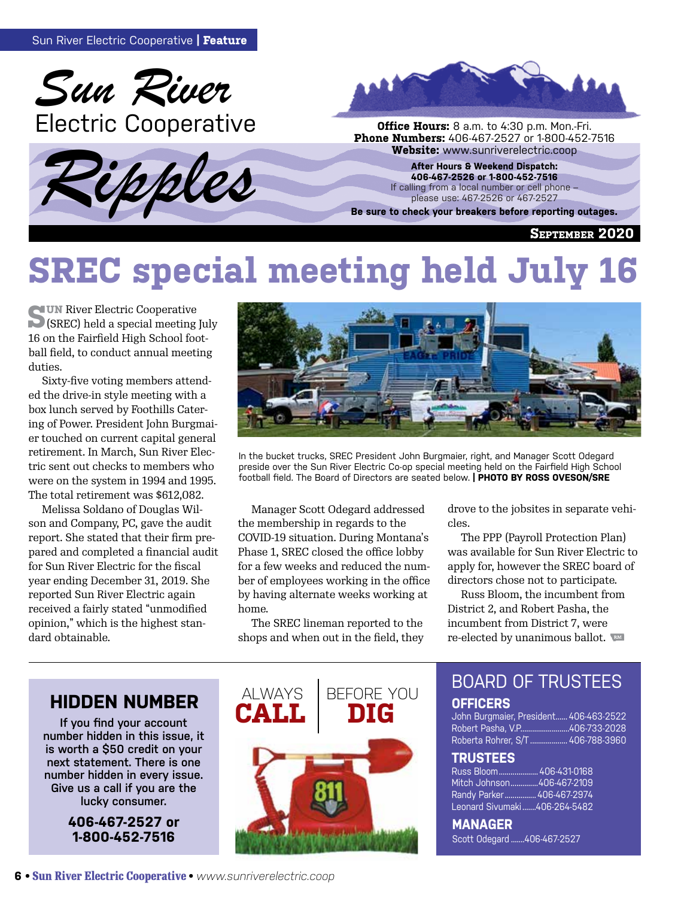# Sun River Electric Cooperative Ripples

**Office Hours:** 8 a.m. to 4:30 p.m. Mon.-Fri.
**Phone Numbers:** 406-467-2527 or 1-800-452-7516
**Website:** www.sunriverelectric.coop

**After Hours & Weekend Dispatch:**
**406-467-2526 or 1-800-452-7516**
If calling from a local number or cell phone – please use: 467-2526 or 467-2527

**Be sure to check your breakers before reporting outages.**

**September 2020**

# SREC special meeting held July 16

Sun River Electric Cooperative (SREC) held a special meeting July 16 on the Fairfield High School football field, to conduct annual meeting duties.

Sixty-five voting members attended the drive-in style meeting with a box lunch served by Foothills Catering of Power. President John Burgmaier touched on current capital general retirement. In March, Sun River Electric sent out checks to members who were on the system in 1994 and 1995. The total retirement was $612,082.

Melissa Soldano of Douglas Wilson and Company, PC, gave the audit report. She stated that their firm prepared and completed a financial audit for Sun River Electric for the fiscal year ending December 31, 2019. She reported Sun River Electric again received a fairly stated "unmodified opinion," which is the highest standard obtainable.

In the bucket trucks, SREC President John Burgmaier, right, and Manager Scott Odegard preside over the Sun River Electric Co-op special meeting held on the Fairfield High School football field. The Board of Directors are seated below. | **PHOTO BY ROSS OVESON/SRE**

Manager Scott Odegard addressed the membership in regards to the COVID-19 situation. During Montana's Phase 1, SREC closed the office lobby for a few weeks and reduced the number of employees working in the office by having alternate weeks working at home.

The SREC lineman reported to the shops and when out in the field, they drove to the jobsites in separate vehicles.

The PPP (Payroll Protection Plan) was available for Sun River Electric to apply for, however the SREC board of directors chose not to participate.

Russ Bloom, the incumbent from District 2, and Robert Pasha, the incumbent from District 7, were re-elected by unanimous ballot.

## HIDDEN NUMBER

If you find your account number hidden in this issue, it is worth a $50 credit on your next statement. There is one number hidden in every issue. Give us a call if you are the lucky consumer.

**406-467-2527 or 1-800-452-7516**

ALWAYS **CALL** | BEFORE YOU **DIG**

811

## BOARD OF TRUSTEES

### OFFICERS

John Burgmaier, President...... 406-463-2522
Robert Pasha, V.P. ...... 406-733-2028
Roberta Rohrer, S/T ...... 406-788-3960

### TRUSTEES

Russ Bloom ...... 406-431-0168
Mitch Johnson ...... 406-467-2109
Randy Parker ...... 406-467-2974
Leonard Sivumaki ...... 406-264-5482

### MANAGER

Scott Odegard ...... 406-467-2527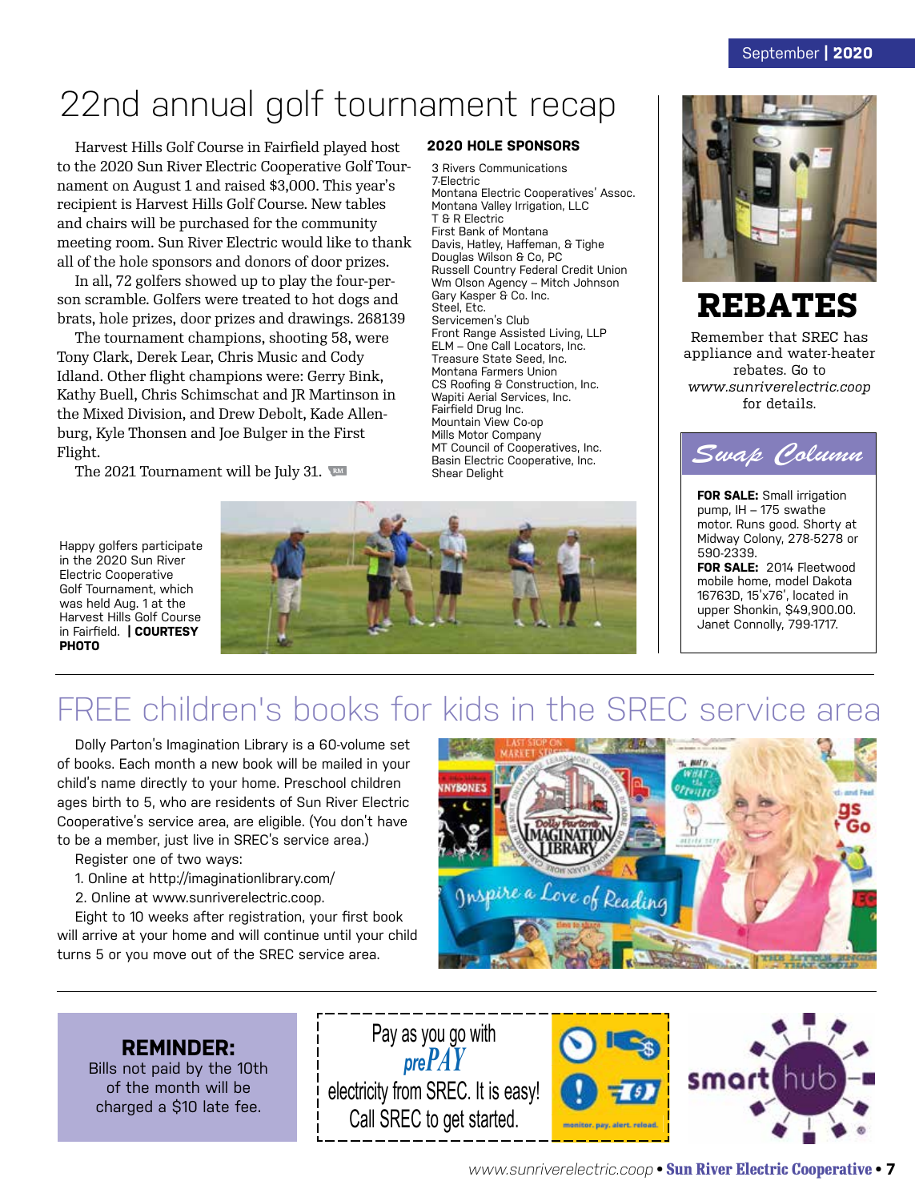# 22nd annual golf tournament recap

Harvest Hills Golf Course in Fairfield played host to the 2020 Sun River Electric Cooperative Golf Tournament on August 1 and raised $3,000. This year's recipient is Harvest Hills Golf Course. New tables and chairs will be purchased for the community meeting room. Sun River Electric would like to thank all of the hole sponsors and donors of door prizes.

In all, 72 golfers showed up to play the four-person scramble. Golfers were treated to hot dogs and brats, hole prizes, door prizes and drawings. 268139

The tournament champions, shooting 58, were Tony Clark, Derek Lear, Chris Music and Cody Idland. Other flight champions were: Gerry Bink, Kathy Buell, Chris Schimschat and JR Martinson in the Mixed Division, and Drew Debolt, Kade Allenburg, Kyle Thonsen and Joe Bulger in the First Flight.

The 2021 Tournament will be July 31.

### 2020 HOLE SPONSORS

3 Rivers Communications
7-Electric
Montana Electric Cooperatives' Assoc.
Montana Valley Irrigation, LLC
T & R Electric
First Bank of Montana
Davis, Hatley, Haffeman, & Tighe
Douglas Wilson & Co, PC
Russell Country Federal Credit Union
Wm Olson Agency – Mitch Johnson
Gary Kasper & Co. Inc.
Steel, Etc.
Servicemen's Club
Front Range Assisted Living, LLP
ELM – One Call Locators, Inc.
Treasure State Seed, Inc.
Montana Farmers Union
CS Roofing & Construction, Inc.
Wapiti Aerial Services, Inc.
Fairfield Drug Inc.
Mountain View Co-op
Mills Motor Company
MT Council of Cooperatives, Inc.
Basin Electric Cooperative, Inc.
Shear Delight

Happy golfers participate in the 2020 Sun River Electric Cooperative Golf Tournament, which was held Aug. 1 at the Harvest Hills Golf Course in Fairfield. | **COURTESY PHOTO**

## REBATES

Remember that SREC has appliance and water-heater rebates. Go to *www.sunriverelectric.coop* for details.

## Swap Column

**FOR SALE:** Small irrigation pump, IH – 175 swathe motor. Runs good. Shorty at Midway Colony, 278-5278 or 590-2339.

**FOR SALE:** 2014 Fleetwood mobile home, model Dakota 16763D, 15'x76', located in upper Shonkin, $49,900.00. Janet Connolly, 799-1717.

# FREE children's books for kids in the SREC service area

Dolly Parton's Imagination Library is a 60-volume set of books. Each month a new book will be mailed in your child's name directly to your home. Preschool children ages birth to 5, who are residents of Sun River Electric Cooperative's service area, are eligible. (You don't have to be a member, just live in SREC's service area.)

Register one of two ways:

1. Online at http://imaginationlibrary.com/
2. Online at www.sunriverelectric.coop.

Eight to 10 weeks after registration, your first book will arrive at your home and will continue until your child turns 5 or you move out of the SREC service area.

**REMINDER:** Bills not paid by the 10th of the month will be charged a $10 late fee.

Pay as you go with *prePAY* electricity from SREC. It is easy! Call SREC to get started.

monitor. pay. alert. reload.

smart hub